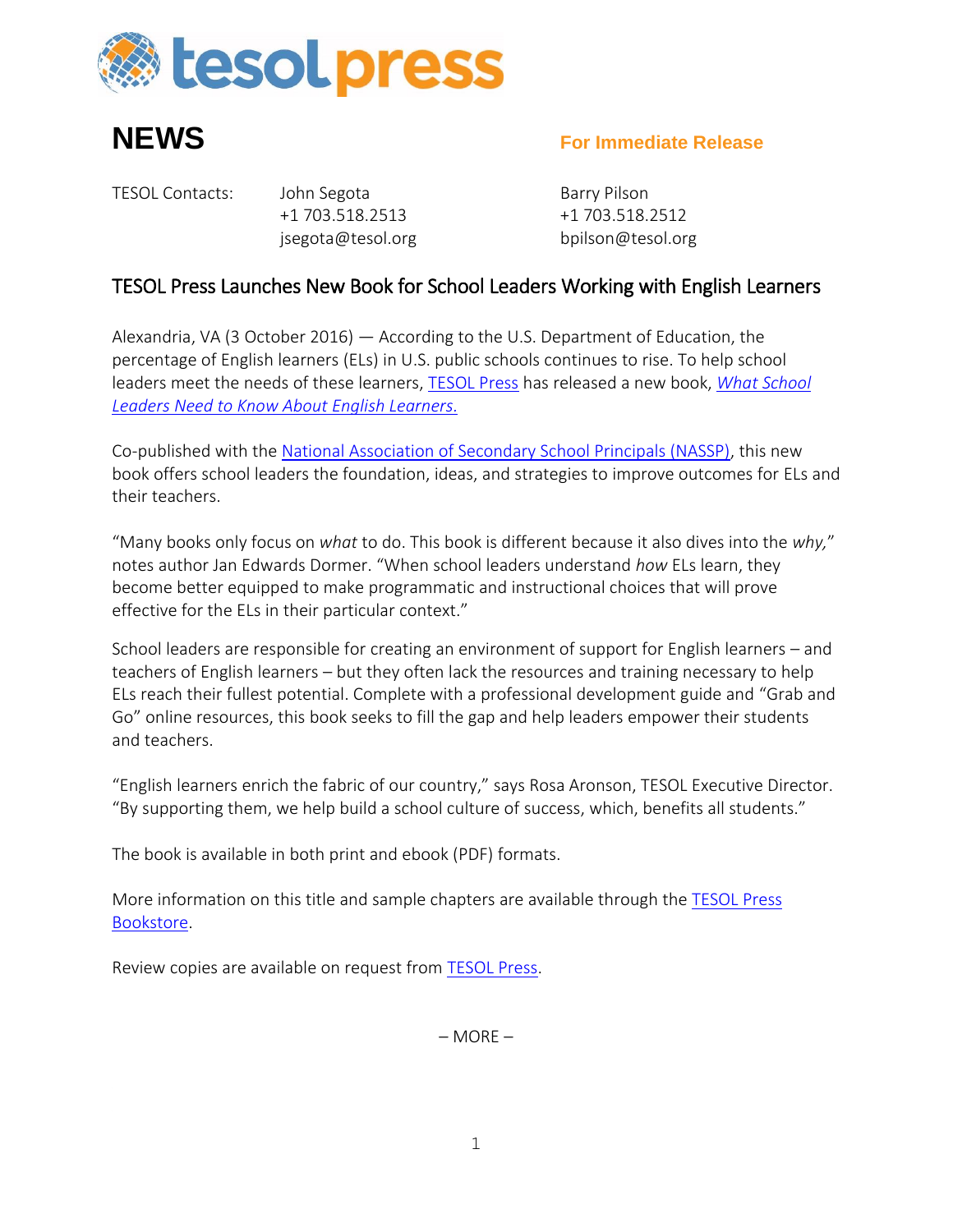tesolpress

# NEWS

**For Immediate Release**

TESOL Contacts:

John Segota
+1 703.518.2513
jsegota@tesol.org

Barry Pilson
+1 703.518.2512
bpilson@tesol.org

## TESOL Press Launches New Book for School Leaders Working with English Learners

Alexandria, VA (3 October 2016) — According to the U.S. Department of Education, the percentage of English learners (ELs) in U.S. public schools continues to rise. To help school leaders meet the needs of these learners, TESOL Press has released a new book, *What School Leaders Need to Know About English Learners.*

Co-published with the National Association of Secondary School Principals (NASSP), this new book offers school leaders the foundation, ideas, and strategies to improve outcomes for ELs and their teachers.

"Many books only focus on *what* to do. This book is different because it also dives into the *why,*" notes author Jan Edwards Dormer. "When school leaders understand *how* ELs learn, they become better equipped to make programmatic and instructional choices that will prove effective for the ELs in their particular context."

School leaders are responsible for creating an environment of support for English learners – and teachers of English learners – but they often lack the resources and training necessary to help ELs reach their fullest potential. Complete with a professional development guide and "Grab and Go" online resources, this book seeks to fill the gap and help leaders empower their students and teachers.

"English learners enrich the fabric of our country," says Rosa Aronson, TESOL Executive Director. "By supporting them, we help build a school culture of success, which, benefits all students."

The book is available in both print and ebook (PDF) formats.

More information on this title and sample chapters are available through the TESOL Press Bookstore.

Review copies are available on request from TESOL Press.

– MORE –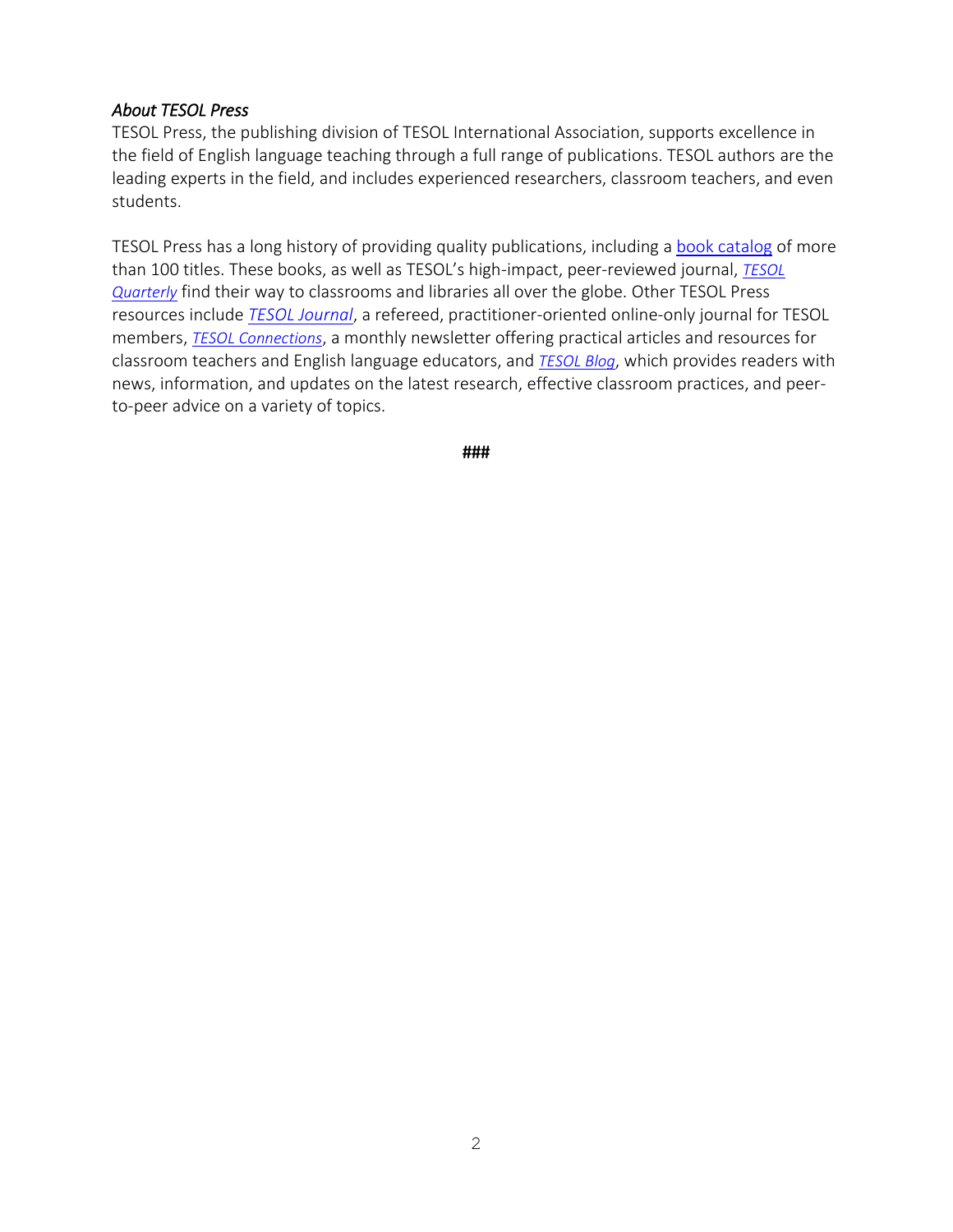*About TESOL Press*

TESOL Press, the publishing division of TESOL International Association, supports excellence in the field of English language teaching through a full range of publications. TESOL authors are the leading experts in the field, and includes experienced researchers, classroom teachers, and even students.

TESOL Press has a long history of providing quality publications, including a book catalog of more than 100 titles. These books, as well as TESOL's high-impact, peer-reviewed journal, *TESOL Quarterly* find their way to classrooms and libraries all over the globe. Other TESOL Press resources include *TESOL Journal*, a refereed, practitioner-oriented online-only journal for TESOL members, *TESOL Connections*, a monthly newsletter offering practical articles and resources for classroom teachers and English language educators, and *TESOL Blog*, which provides readers with news, information, and updates on the latest research, effective classroom practices, and peer-to-peer advice on a variety of topics.

**###**